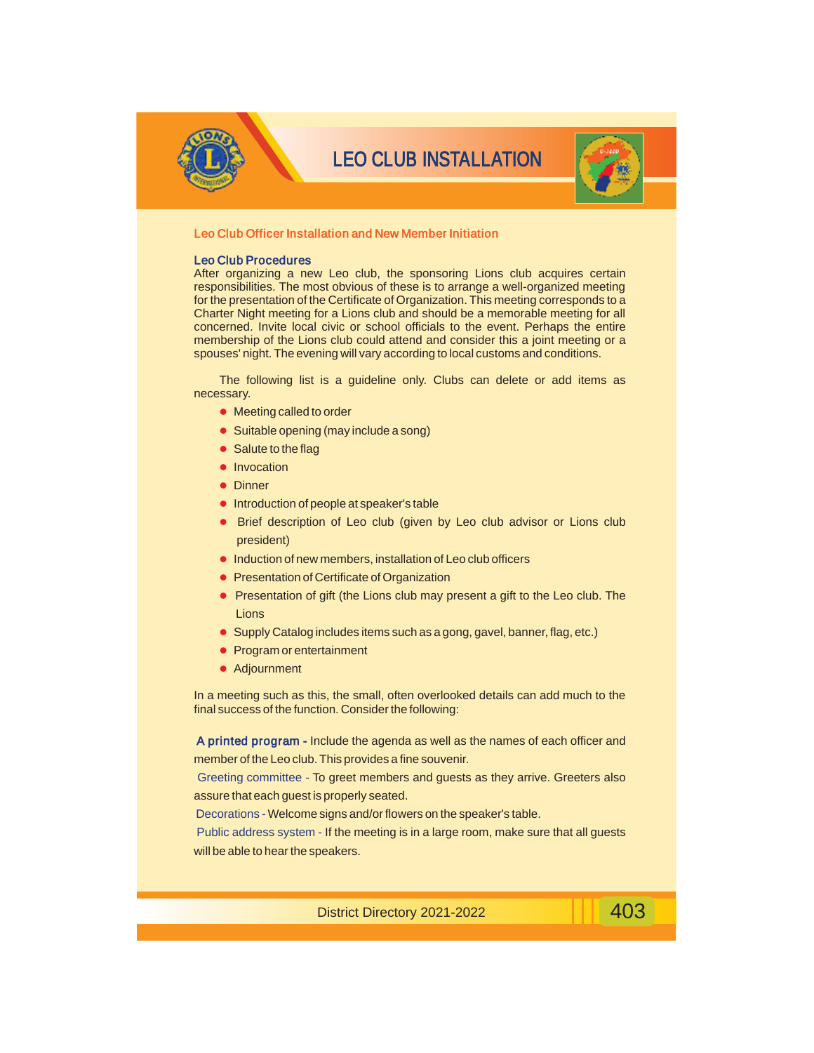# LEO CLUB INSTALLATION

## Leo Club Officer Installation and New Member Initiation

### Leo Club Procedures

After organizing a new Leo club, the sponsoring Lions club acquires certain responsibilities. The most obvious of these is to arrange a well-organized meeting for the presentation of the Certificate of Organization. This meeting corresponds to a Charter Night meeting for a Lions club and should be a memorable meeting for all concerned. Invite local civic or school officials to the event. Perhaps the entire membership of the Lions club could attend and consider this a joint meeting or a spouses' night. The evening will vary according to local customs and conditions.

The following list is a guideline only. Clubs can delete or add items as necessary.

- Meeting called to order
- Suitable opening (may include a song)
- Salute to the flag
- Invocation
- Dinner
- Introduction of people at speaker's table
- Brief description of Leo club (given by Leo club advisor or Lions club president)
- Induction of new members, installation of Leo club officers
- Presentation of Certificate of Organization
- Presentation of gift (the Lions club may present a gift to the Leo club. The Lions
- Supply Catalog includes items such as a gong, gavel, banner, flag, etc.)
- Program or entertainment
- Adjournment

In a meeting such as this, the small, often overlooked details can add much to the final success of the function. Consider the following:

**A printed program -** Include the agenda as well as the names of each officer and member of the Leo club. This provides a fine souvenir.

Greeting committee - To greet members and guests as they arrive. Greeters also assure that each guest is properly seated.

Decorations - Welcome signs and/or flowers on the speaker's table.

Public address system - If the meeting is in a large room, make sure that all guests will be able to hear the speakers.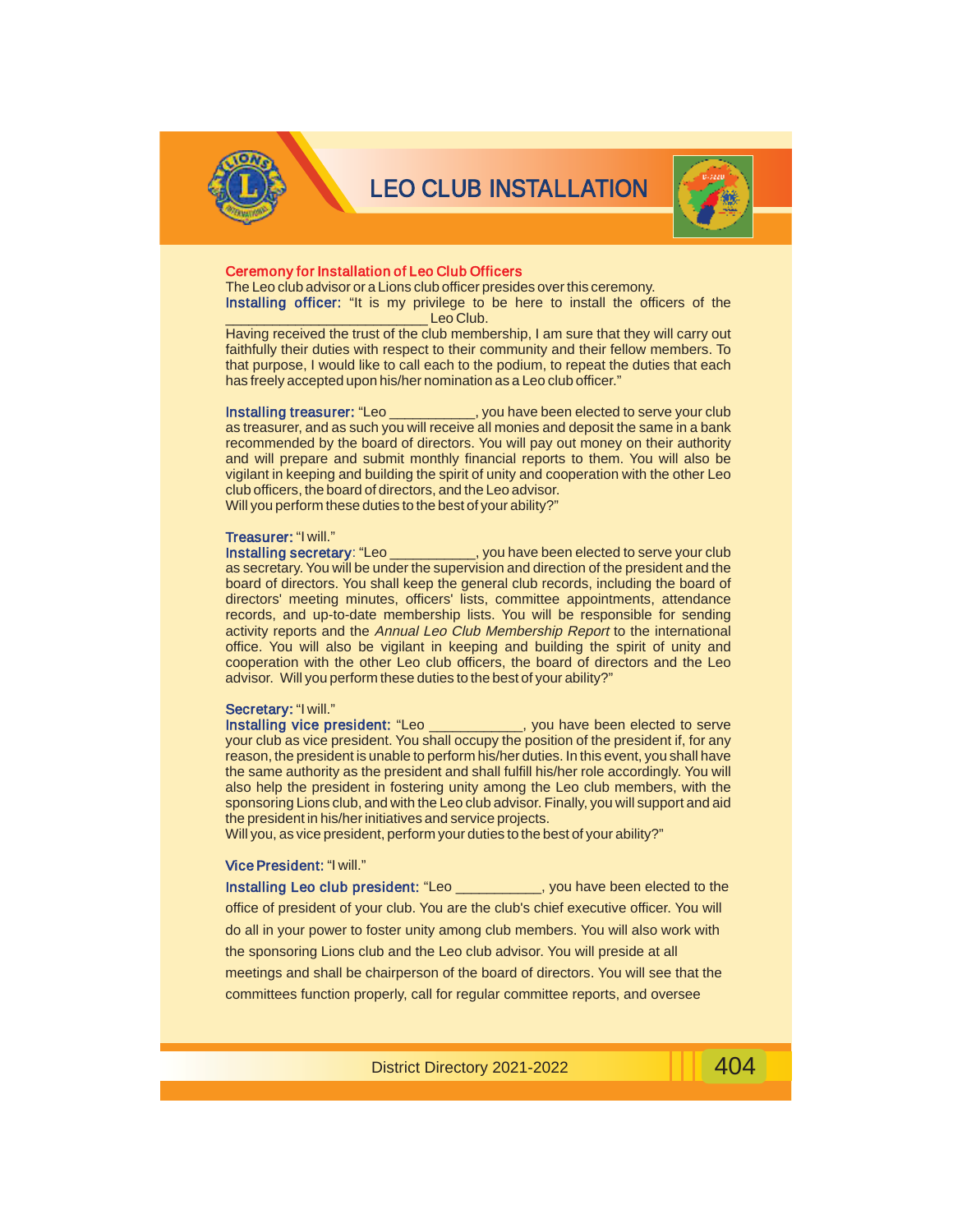# LEO CLUB INSTALLATION

## Ceremony for Installation of Leo Club Officers

The Leo club advisor or a Lions club officer presides over this ceremony.

**Installing officer:** "It is my privilege to be here to install the officers of the _________________________ Leo Club.

Having received the trust of the club membership, I am sure that they will carry out faithfully their duties with respect to their community and their fellow members. To that purpose, I would like to call each to the podium, to repeat the duties that each has freely accepted upon his/her nomination as a Leo club officer."

**Installing treasurer:** "Leo ___________, you have been elected to serve your club as treasurer, and as such you will receive all monies and deposit the same in a bank recommended by the board of directors. You will pay out money on their authority and will prepare and submit monthly financial reports to them. You will also be vigilant in keeping and building the spirit of unity and cooperation with the other Leo club officers, the board of directors, and the Leo advisor.
Will you perform these duties to the best of your ability?"

**Treasurer:** "I will."

**Installing secretary**: "Leo ___________, you have been elected to serve your club as secretary. You will be under the supervision and direction of the president and the board of directors. You shall keep the general club records, including the board of directors' meeting minutes, officers' lists, committee appointments, attendance records, and up-to-date membership lists. You will be responsible for sending activity reports and the *Annual Leo Club Membership Report* to the international office. You will also be vigilant in keeping and building the spirit of unity and cooperation with the other Leo club officers, the board of directors and the Leo advisor. Will you perform these duties to the best of your ability?"

**Secretary:** "I will."

**Installing vice president:** "Leo ____________, you have been elected to serve your club as vice president. You shall occupy the position of the president if, for any reason, the president is unable to perform his/her duties. In this event, you shall have the same authority as the president and shall fulfill his/her role accordingly. You will also help the president in fostering unity among the Leo club members, with the sponsoring Lions club, and with the Leo club advisor. Finally, you will support and aid the president in his/her initiatives and service projects.
Will you, as vice president, perform your duties to the best of your ability?"

**Vice President:** "I will."

**Installing Leo club president:** "Leo ___________, you have been elected to the office of president of your club. You are the club's chief executive officer. You will do all in your power to foster unity among club members. You will also work with the sponsoring Lions club and the Leo club advisor. You will preside at all meetings and shall be chairperson of the board of directors. You will see that the committees function properly, call for regular committee reports, and oversee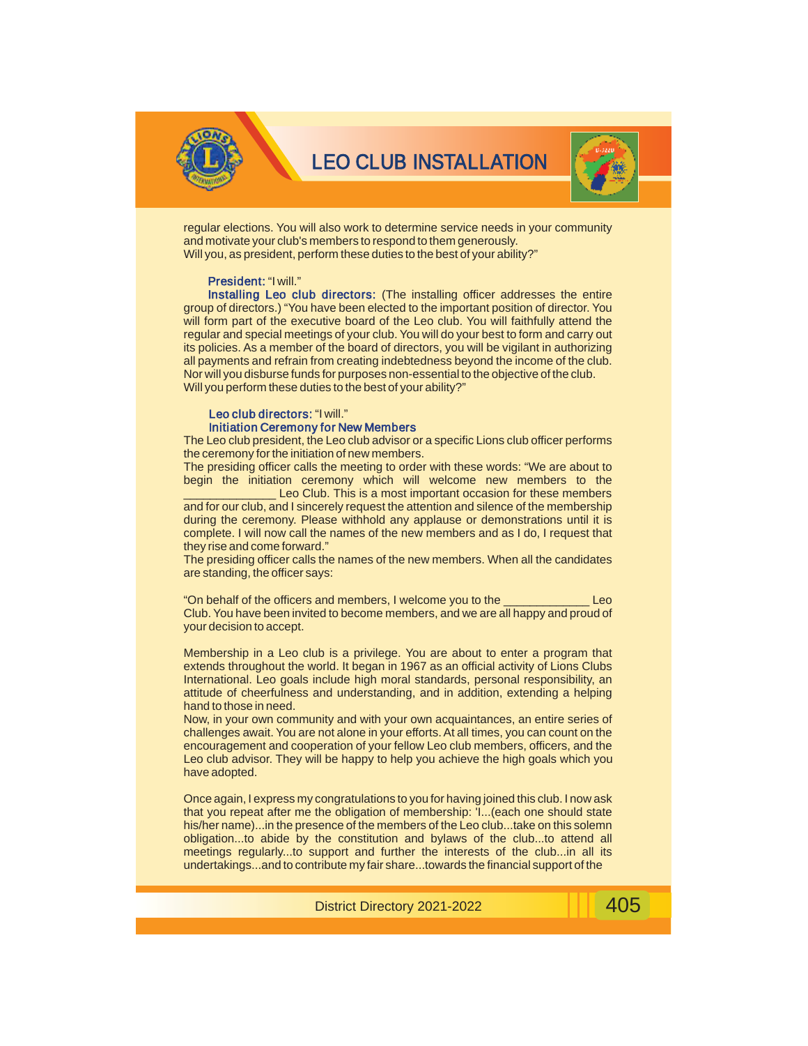regular elections. You will also work to determine service needs in your community and motivate your club's members to respond to them generously.
Will you, as president, perform these duties to the best of your ability?"

**President:** "I will."

**Installing Leo club directors:** (The installing officer addresses the entire group of directors.) "You have been elected to the important position of director. You will form part of the executive board of the Leo club. You will faithfully attend the regular and special meetings of your club. You will do your best to form and carry out its policies. As a member of the board of directors, you will be vigilant in authorizing all payments and refrain from creating indebtedness beyond the income of the club. Nor will you disburse funds for purposes non-essential to the objective of the club.
Will you perform these duties to the best of your ability?"

**Leo club directors:** "I will."

### Initiation Ceremony for New Members

The Leo club president, the Leo club advisor or a specific Lions club officer performs the ceremony for the initiation of new members.
The presiding officer calls the meeting to order with these words: "We are about to begin the initiation ceremony which will welcome new members to the ______________ Leo Club. This is a most important occasion for these members and for our club, and I sincerely request the attention and silence of the membership during the ceremony. Please withhold any applause or demonstrations until it is complete. I will now call the names of the new members and as I do, I request that they rise and come forward."
The presiding officer calls the names of the new members. When all the candidates are standing, the officer says:

"On behalf of the officers and members, I welcome you to the _____________ Leo Club. You have been invited to become members, and we are all happy and proud of your decision to accept.

Membership in a Leo club is a privilege. You are about to enter a program that extends throughout the world. It began in 1967 as an official activity of Lions Clubs International. Leo goals include high moral standards, personal responsibility, an attitude of cheerfulness and understanding, and in addition, extending a helping hand to those in need.
Now, in your own community and with your own acquaintances, an entire series of challenges await. You are not alone in your efforts. At all times, you can count on the encouragement and cooperation of your fellow Leo club members, officers, and the Leo club advisor. They will be happy to help you achieve the high goals which you have adopted.

Once again, I express my congratulations to you for having joined this club. I now ask that you repeat after me the obligation of membership: 'I...(each one should state his/her name)...in the presence of the members of the Leo club...take on this solemn obligation...to abide by the constitution and bylaws of the club...to attend all meetings regularly...to support and further the interests of the club...in all its undertakings...and to contribute my fair share...towards the financial support of the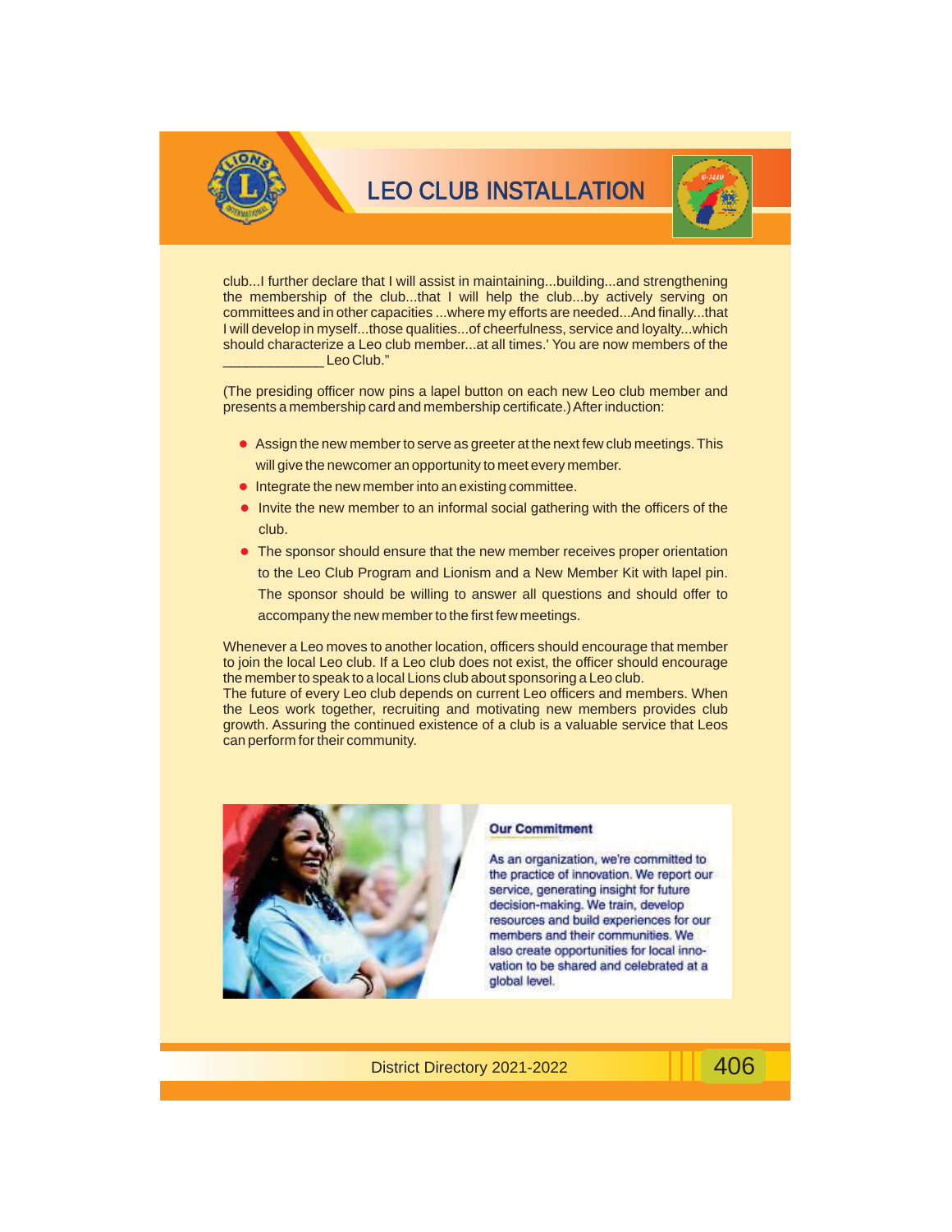# LEO CLUB INSTALLATION

club...I further declare that I will assist in maintaining...building...and strengthening the membership of the club...that I will help the club...by actively serving on committees and in other capacities ...where my efforts are needed...And finally...that I will develop in myself...those qualities...of cheerfulness, service and loyalty...which should characterize a Leo club member...at all times.' You are now members of the _____________ Leo Club."

(The presiding officer now pins a lapel button on each new Leo club member and presents a membership card and membership certificate.) After induction:

- Assign the new member to serve as greeter at the next few club meetings. This will give the newcomer an opportunity to meet every member.
- Integrate the new member into an existing committee.
- Invite the new member to an informal social gathering with the officers of the club.
- The sponsor should ensure that the new member receives proper orientation to the Leo Club Program and Lionism and a New Member Kit with lapel pin. The sponsor should be willing to answer all questions and should offer to accompany the new member to the first few meetings.

Whenever a Leo moves to another location, officers should encourage that member to join the local Leo club. If a Leo club does not exist, the officer should encourage the member to speak to a local Lions club about sponsoring a Leo club.
The future of every Leo club depends on current Leo officers and members. When the Leos work together, recruiting and motivating new members provides club growth. Assuring the continued existence of a club is a valuable service that Leos can perform for their community.

**Our Commitment**

As an organization, we're committed to the practice of innovation. We report our service, generating insight for future decision-making. We train, develop resources and build experiences for our members and their communities. We also create opportunities for local innovation to be shared and celebrated at a global level.